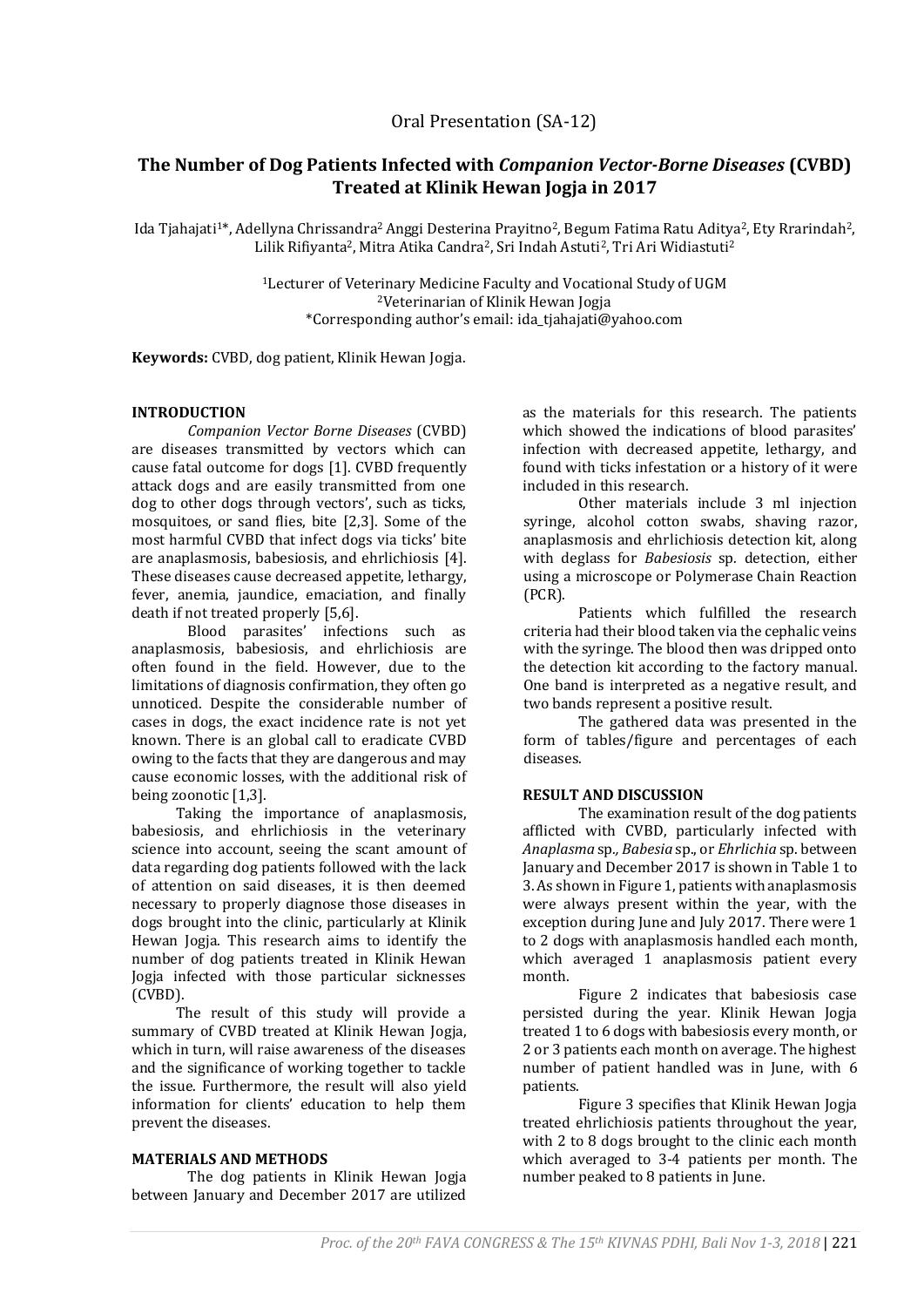Oral Presentation (SA-12)

# The Number of Dog Patients Infected with *Companion Vector-Borne Diseases* (CVBD) Treated at Klinik Hewan Jogja in 2017

Ida Tjahajati[1]*, Adellyna Chrissandra[2] Anggi Desterina Prayitno[2], Begum Fatima Ratu Aditya[2], Ety Rrarindah[2], Lilik Rifiyanta[2], Mitra Atika Candra[2], Sri Indah Astuti[2], Tri Ari Widiastuti[2]

[1]Lecturer of Veterinary Medicine Faculty and Vocational Study of UGM
[2]Veterinarian of Klinik Hewan Jogja
*Corresponding author's email: ida_tjahajati@yahoo.com

**Keywords:** CVBD, dog patient, Klinik Hewan Jogja.

## INTRODUCTION

*Companion Vector Borne Diseases* (CVBD) are diseases transmitted by vectors which can cause fatal outcome for dogs [1]. CVBD frequently attack dogs and are easily transmitted from one dog to other dogs through vectors', such as ticks, mosquitoes, or sand flies, bite [2,3]. Some of the most harmful CVBD that infect dogs via ticks' bite are anaplasmosis, babesiosis, and ehrlichiosis [4]. These diseases cause decreased appetite, lethargy, fever, anemia, jaundice, emaciation, and finally death if not treated properly [5,6].

Blood parasites' infections such as anaplasmosis, babesiosis, and ehrlichiosis are often found in the field. However, due to the limitations of diagnosis confirmation, they often go unnoticed. Despite the considerable number of cases in dogs, the exact incidence rate is not yet known. There is an global call to eradicate CVBD owing to the facts that they are dangerous and may cause economic losses, with the additional risk of being zoonotic [1,3].

Taking the importance of anaplasmosis, babesiosis, and ehrlichiosis in the veterinary science into account, seeing the scant amount of data regarding dog patients followed with the lack of attention on said diseases, it is then deemed necessary to properly diagnose those diseases in dogs brought into the clinic, particularly at Klinik Hewan Jogja. This research aims to identify the number of dog patients treated in Klinik Hewan Jogja infected with those particular sicknesses (CVBD).

The result of this study will provide a summary of CVBD treated at Klinik Hewan Jogja, which in turn, will raise awareness of the diseases and the significance of working together to tackle the issue. Furthermore, the result will also yield information for clients' education to help them prevent the diseases.

## MATERIALS AND METHODS

The dog patients in Klinik Hewan Jogja between January and December 2017 are utilized as the materials for this research. The patients which showed the indications of blood parasites' infection with decreased appetite, lethargy, and found with ticks infestation or a history of it were included in this research.

Other materials include 3 ml injection syringe, alcohol cotton swabs, shaving razor, anaplasmosis and ehrlichiosis detection kit, along with deglass for *Babesiosis* sp. detection, either using a microscope or Polymerase Chain Reaction (PCR).

Patients which fulfilled the research criteria had their blood taken via the cephalic veins with the syringe. The blood then was dripped onto the detection kit according to the factory manual. One band is interpreted as a negative result, and two bands represent a positive result.

The gathered data was presented in the form of tables/figure and percentages of each diseases.

## RESULT AND DISCUSSION

The examination result of the dog patients afflicted with CVBD, particularly infected with *Anaplasma* sp., *Babesia* sp., or *Ehrlichia* sp. between January and December 2017 is shown in Table 1 to 3. As shown in Figure 1, patients with anaplasmosis were always present within the year, with the exception during June and July 2017. There were 1 to 2 dogs with anaplasmosis handled each month, which averaged 1 anaplasmosis patient every month.

Figure 2 indicates that babesiosis case persisted during the year. Klinik Hewan Jogja treated 1 to 6 dogs with babesiosis every month, or 2 or 3 patients each month on average. The highest number of patient handled was in June, with 6 patients.

Figure 3 specifies that Klinik Hewan Jogja treated ehrlichiosis patients throughout the year, with 2 to 8 dogs brought to the clinic each month which averaged to 3-4 patients per month. The number peaked to 8 patients in June.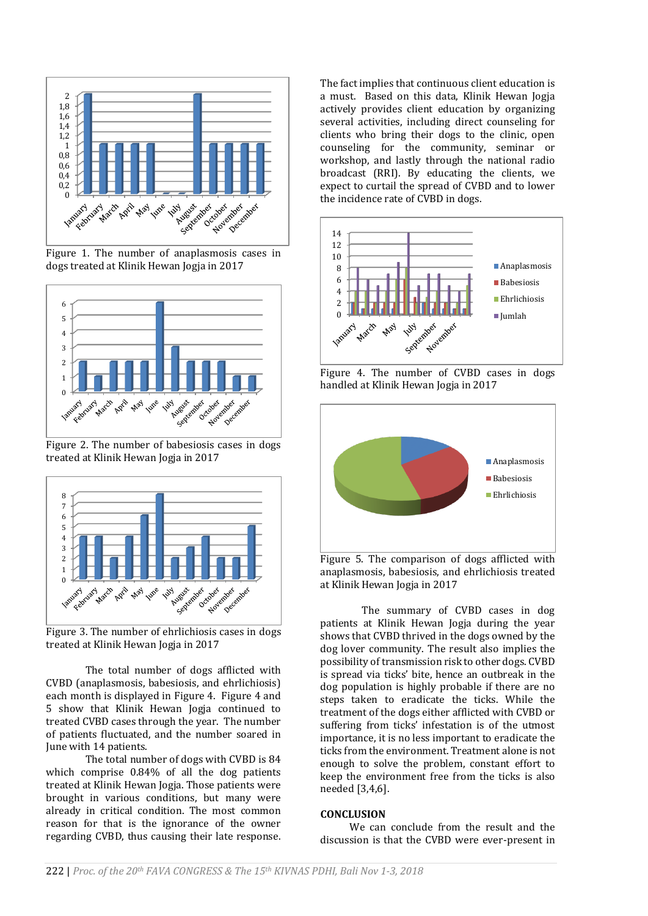Figure 1. The number of anaplasmosis cases in dogs treated at Klinik Hewan Jogja in 2017

Figure 2. The number of babesiosis cases in dogs treated at Klinik Hewan Jogja in 2017

Figure 3. The number of ehrlichiosis cases in dogs treated at Klinik Hewan Jogja in 2017

The total number of dogs afflicted with CVBD (anaplasmosis, babesiosis, and ehrlichiosis) each month is displayed in Figure 4. Figure 4 and 5 show that Klinik Hewan Jogja continued to treated CVBD cases through the year. The number of patients fluctuated, and the number soared in June with 14 patients.

The total number of dogs with CVBD is 84 which comprise 0.84% of all the dog patients treated at Klinik Hewan Jogja. Those patients were brought in various conditions, but many were already in critical condition. The most common reason for that is the ignorance of the owner regarding CVBD, thus causing their late response. The fact implies that continuous client education is a must. Based on this data, Klinik Hewan Jogja actively provides client education by organizing several activities, including direct counseling for clients who bring their dogs to the clinic, open counseling for the community, seminar or workshop, and lastly through the national radio broadcast (RRI). By educating the clients, we expect to curtail the spread of CVBD and to lower the incidence rate of CVBD in dogs.

Figure 4. The number of CVBD cases in dogs handled at Klinik Hewan Jogja in 2017

Figure 5. The comparison of dogs afflicted with anaplasmosis, babesiosis, and ehrlichiosis treated at Klinik Hewan Jogja in 2017

The summary of CVBD cases in dog patients at Klinik Hewan Jogja during the year shows that CVBD thrived in the dogs owned by the dog lover community. The result also implies the possibility of transmission risk to other dogs. CVBD is spread via ticks' bite, hence an outbreak in the dog population is highly probable if there are no steps taken to eradicate the ticks. While the treatment of the dogs either afflicted with CVBD or suffering from ticks' infestation is of the utmost importance, it is no less important to eradicate the ticks from the environment. Treatment alone is not enough to solve the problem, constant effort to keep the environment free from the ticks is also needed [3,4,6].

## CONCLUSION

We can conclude from the result and the discussion is that the CVBD were ever-present in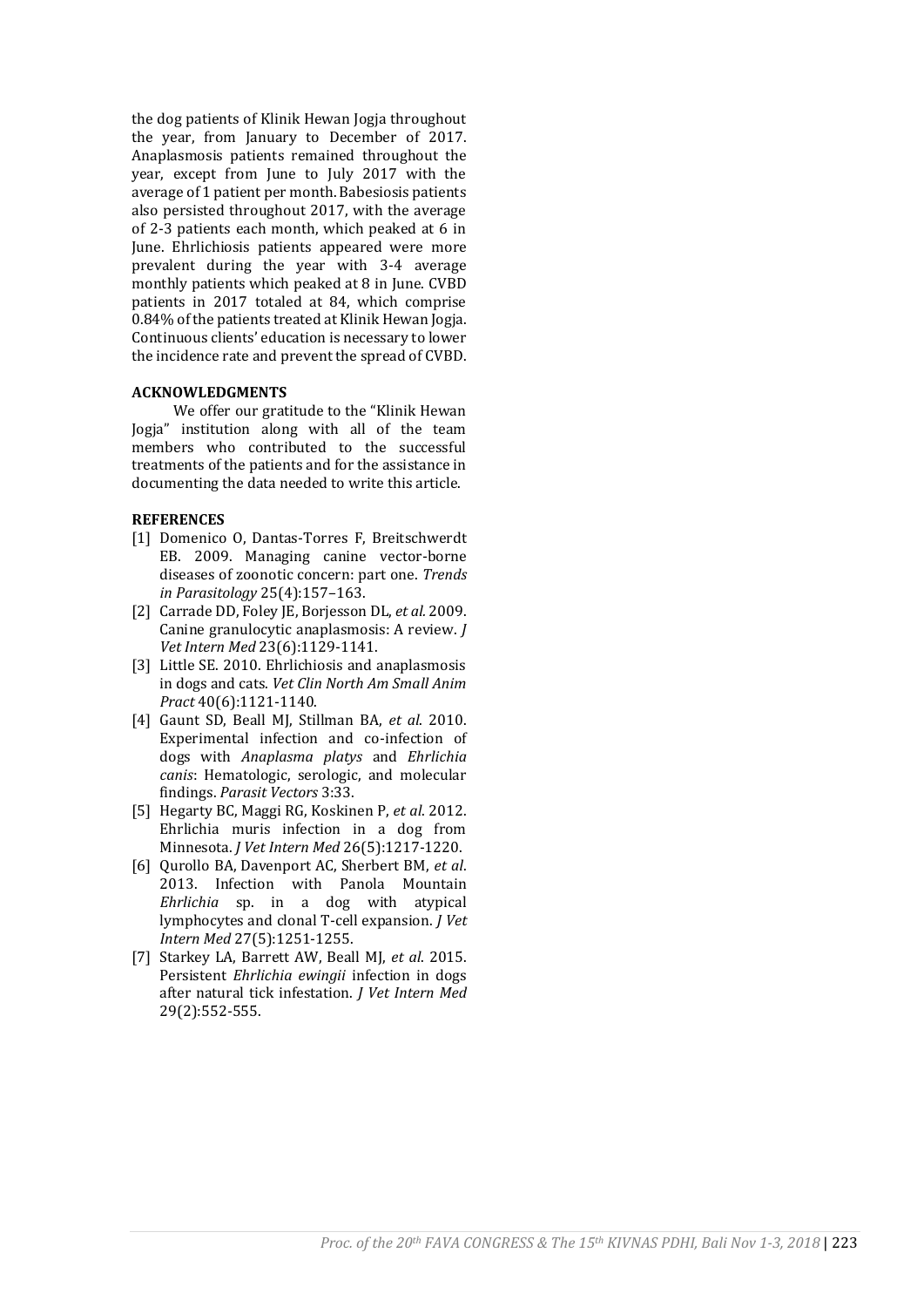the dog patients of Klinik Hewan Jogja throughout the year, from January to December of 2017. Anaplasmosis patients remained throughout the year, except from June to July 2017 with the average of 1 patient per month. Babesiosis patients also persisted throughout 2017, with the average of 2-3 patients each month, which peaked at 6 in June. Ehrlichiosis patients appeared were more prevalent during the year with 3-4 average monthly patients which peaked at 8 in June. CVBD patients in 2017 totaled at 84, which comprise 0.84% of the patients treated at Klinik Hewan Jogja. Continuous clients' education is necessary to lower the incidence rate and prevent the spread of CVBD.

## ACKNOWLEDGMENTS

We offer our gratitude to the "Klinik Hewan Jogja" institution along with all of the team members who contributed to the successful treatments of the patients and for the assistance in documenting the data needed to write this article.

## REFERENCES

[1] Domenico O, Dantas-Torres F, Breitschwerdt EB. 2009. Managing canine vector-borne diseases of zoonotic concern: part one. *Trends in Parasitology* 25(4):157–163.

[2] Carrade DD, Foley JE, Borjesson DL, *et al*. 2009. Canine granulocytic anaplasmosis: A review. *J Vet Intern Med* 23(6):1129-1141.

[3] Little SE. 2010. Ehrlichiosis and anaplasmosis in dogs and cats. *Vet Clin North Am Small Anim Pract* 40(6):1121-1140.

[4] Gaunt SD, Beall MJ, Stillman BA, *et al*. 2010. Experimental infection and co-infection of dogs with *Anaplasma platys* and *Ehrlichia canis*: Hematologic, serologic, and molecular findings. *Parasit Vectors* 3:33.

[5] Hegarty BC, Maggi RG, Koskinen P, *et al*. 2012. Ehrlichia muris infection in a dog from Minnesota. *J Vet Intern Med* 26(5):1217-1220.

[6] Qurollo BA, Davenport AC, Sherbert BM, *et al*. 2013. Infection with Panola Mountain *Ehrlichia* sp. in a dog with atypical lymphocytes and clonal T-cell expansion. *J Vet Intern Med* 27(5):1251-1255.

[7] Starkey LA, Barrett AW, Beall MJ, *et al*. 2015. Persistent *Ehrlichia ewingii* infection in dogs after natural tick infestation. *J Vet Intern Med* 29(2):552-555.